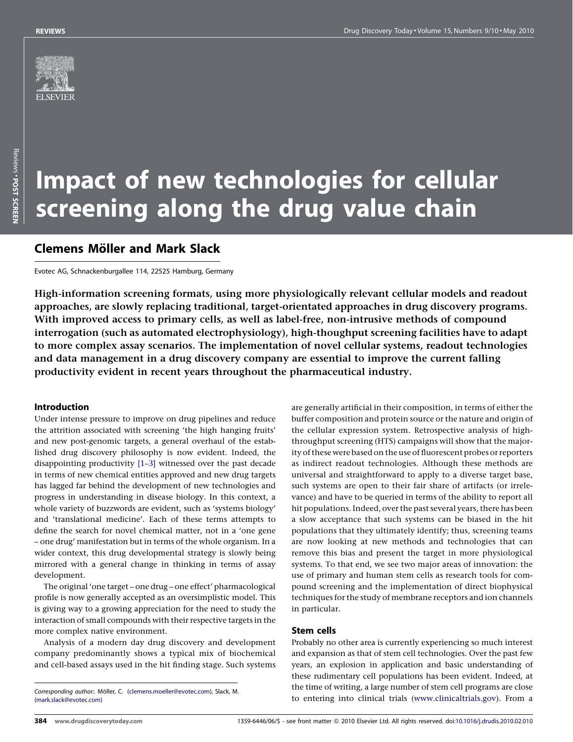# Impact of new technologies for cellular screening along the drug value chain

## Clemens Möller and Mark Slack

Evotec AG, Schnackenburgallee 114, 22525 Hamburg, Germany

**High-information screening formats, using more physiologically relevant cellular models and readout approaches, are slowly replacing traditional, target-orientated approaches in drug discovery programs. With improved access to primary cells, as well as label-free, non-intrusive methods of compound interrogation (such as automated electrophysiology), high-thoughput screening facilities have to adapt to more complex assay scenarios. The implementation of novel cellular systems, readout technologies and data management in a drug discovery company are essential to improve the current falling productivity evident in recent years throughout the pharmaceutical industry.**

### Introduction

Under intense pressure to improve on drug pipelines and reduce the attrition associated with screening 'the high hanging fruits' and new post-genomic targets, a general overhaul of the established drug discovery philosophy is now evident. Indeed, the disappointing productivity [1–3] witnessed over the past decade in terms of new chemical entities approved and new drug targets has lagged far behind the development of new technologies and progress in understanding in disease biology. In this context, a whole variety of buzzwords are evident, such as 'systems biology' and 'translational medicine'. Each of these terms attempts to define the search for novel chemical matter, not in a 'one gene – one drug' manifestation but in terms of the whole organism. In a wider context, this drug developmental strategy is slowly being mirrored with a general change in thinking in terms of assay development.

The original 'one target – one drug – one effect' pharmacological profile is now generally accepted as an oversimplistic model. This is giving way to a growing appreciation for the need to study the interaction of small compounds with their respective targets in the more complex native environment.

Analysis of a modern day drug discovery and development company predominantly shows a typical mix of biochemical and cell-based assays used in the hit finding stage. Such systems are generally artificial in their composition, in terms of either the buffer composition and protein source or the nature and origin of the cellular expression system. Retrospective analysis of high-throughput screening (HTS) campaigns will show that the majority of these were based on the use of fluorescent probes or reporters as indirect readout technologies. Although these methods are universal and straightforward to apply to a diverse target base, such systems are open to their fair share of artifacts (or irrelevance) and have to be queried in terms of the ability to report all hit populations. Indeed, over the past several years, there has been a slow acceptance that such systems can be biased in the hit populations that they ultimately identify; thus, screening teams are now looking at new methods and technologies that can remove this bias and present the target in more physiological systems. To that end, we see two major areas of innovation: the use of primary and human stem cells as research tools for compound screening and the implementation of direct biophysical techniques for the study of membrane receptors and ion channels in particular.

### Stem cells

Probably no other area is currently experiencing so much interest and expansion as that of stem cell technologies. Over the past few years, an explosion in application and basic understanding of these rudimentary cell populations has been evident. Indeed, at the time of writing, a large number of stem cell programs are close to entering into clinical trials (www.clinicaltrials.gov). From a

*Corresponding author:*. Möller, C. (clemens.moeller@evotec.com), Slack, M. (mark.slack@evotec.com)

1359-6446/06/$ - see front matter © 2010 Elsevier Ltd. All rights reserved. doi:10.1016/j.drudis.2010.02.010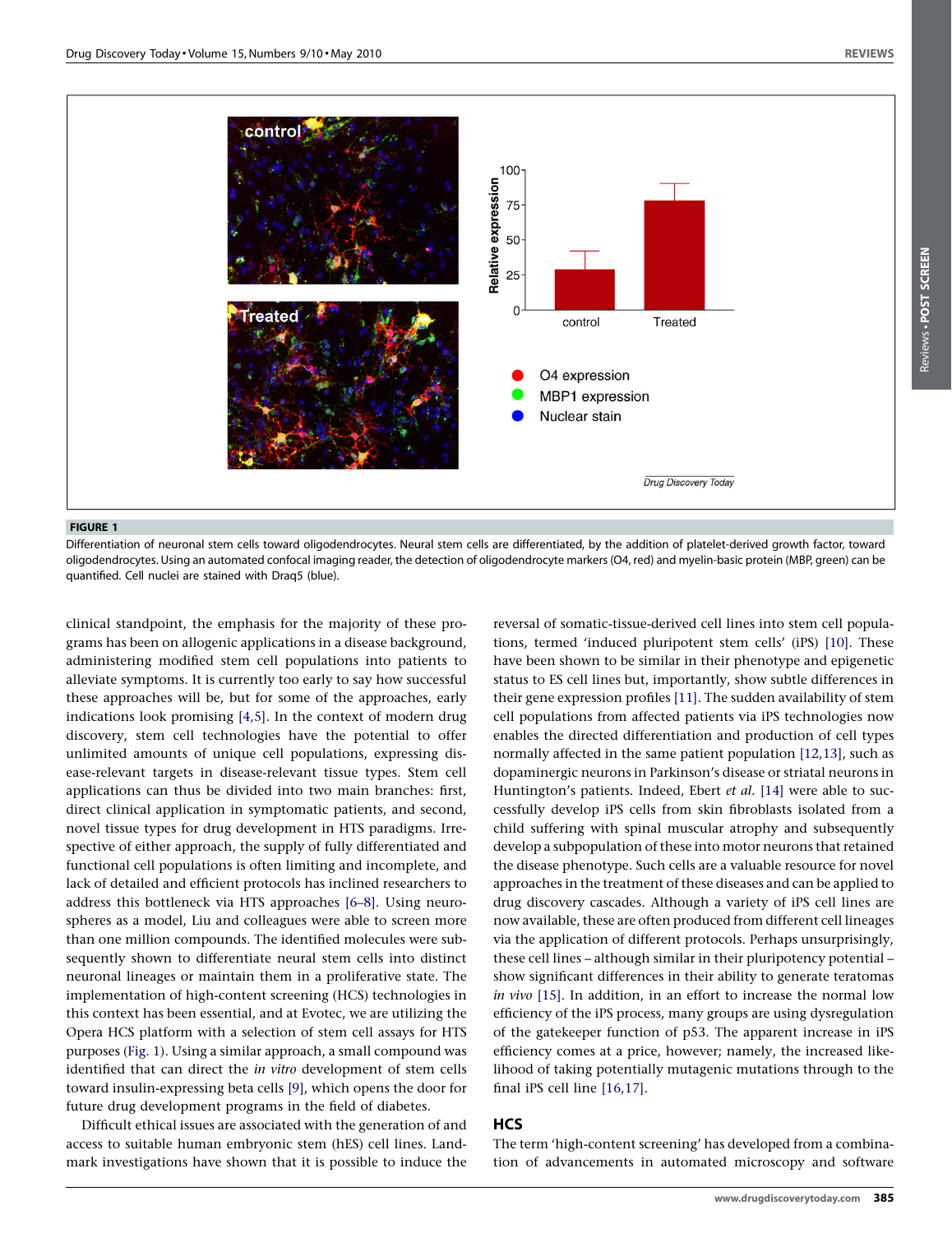**FIGURE 1**

Differentiation of neuronal stem cells toward oligodendrocytes. Neural stem cells are differentiated, by the addition of platelet-derived growth factor, toward oligodendrocytes. Using an automated confocal imaging reader, the detection of oligodendrocyte markers (O4, red) and myelin-basic protein (MBP, green) can be quantified. Cell nuclei are stained with Draq5 (blue).

clinical standpoint, the emphasis for the majority of these programs has been on allogenic applications in a disease background, administering modified stem cell populations into patients to alleviate symptoms. It is currently too early to say how successful these approaches will be, but for some of the approaches, early indications look promising [4,5]. In the context of modern drug discovery, stem cell technologies have the potential to offer unlimited amounts of unique cell populations, expressing disease-relevant targets in disease-relevant tissue types. Stem cell applications can thus be divided into two main branches: first, direct clinical application in symptomatic patients, and second, novel tissue types for drug development in HTS paradigms. Irrespective of either approach, the supply of fully differentiated and functional cell populations is often limiting and incomplete, and lack of detailed and efficient protocols has inclined researchers to address this bottleneck via HTS approaches [6–8]. Using neurospheres as a model, Liu and colleagues were able to screen more than one million compounds. The identified molecules were subsequently shown to differentiate neural stem cells into distinct neuronal lineages or maintain them in a proliferative state. The implementation of high-content screening (HCS) technologies in this context has been essential, and at Evotec, we are utilizing the Opera HCS platform with a selection of stem cell assays for HTS purposes (Fig. 1). Using a similar approach, a small compound was identified that can direct the *in vitro* development of stem cells toward insulin-expressing beta cells [9], which opens the door for future drug development programs in the field of diabetes.

Difficult ethical issues are associated with the generation of and access to suitable human embryonic stem (hES) cell lines. Landmark investigations have shown that it is possible to induce the reversal of somatic-tissue-derived cell lines into stem cell populations, termed 'induced pluripotent stem cells' (iPS) [10]. These have been shown to be similar in their phenotype and epigenetic status to ES cell lines but, importantly, show subtle differences in their gene expression profiles [11]. The sudden availability of stem cell populations from affected patients via iPS technologies now enables the directed differentiation and production of cell types normally affected in the same patient population [12,13], such as dopaminergic neurons in Parkinson's disease or striatal neurons in Huntington's patients. Indeed, Ebert *et al.* [14] were able to successfully develop iPS cells from skin fibroblasts isolated from a child suffering with spinal muscular atrophy and subsequently develop a subpopulation of these into motor neurons that retained the disease phenotype. Such cells are a valuable resource for novel approaches in the treatment of these diseases and can be applied to drug discovery cascades. Although a variety of iPS cell lines are now available, these are often produced from different cell lineages via the application of different protocols. Perhaps unsurprisingly, these cell lines – although similar in their pluripotency potential – show significant differences in their ability to generate teratomas *in vivo* [15]. In addition, in an effort to increase the normal low efficiency of the iPS process, many groups are using dysregulation of the gatekeeper function of p53. The apparent increase in iPS efficiency comes at a price, however; namely, the increased likelihood of taking potentially mutagenic mutations through to the final iPS cell line [16,17].

## HCS

The term 'high-content screening' has developed from a combination of advancements in automated microscopy and software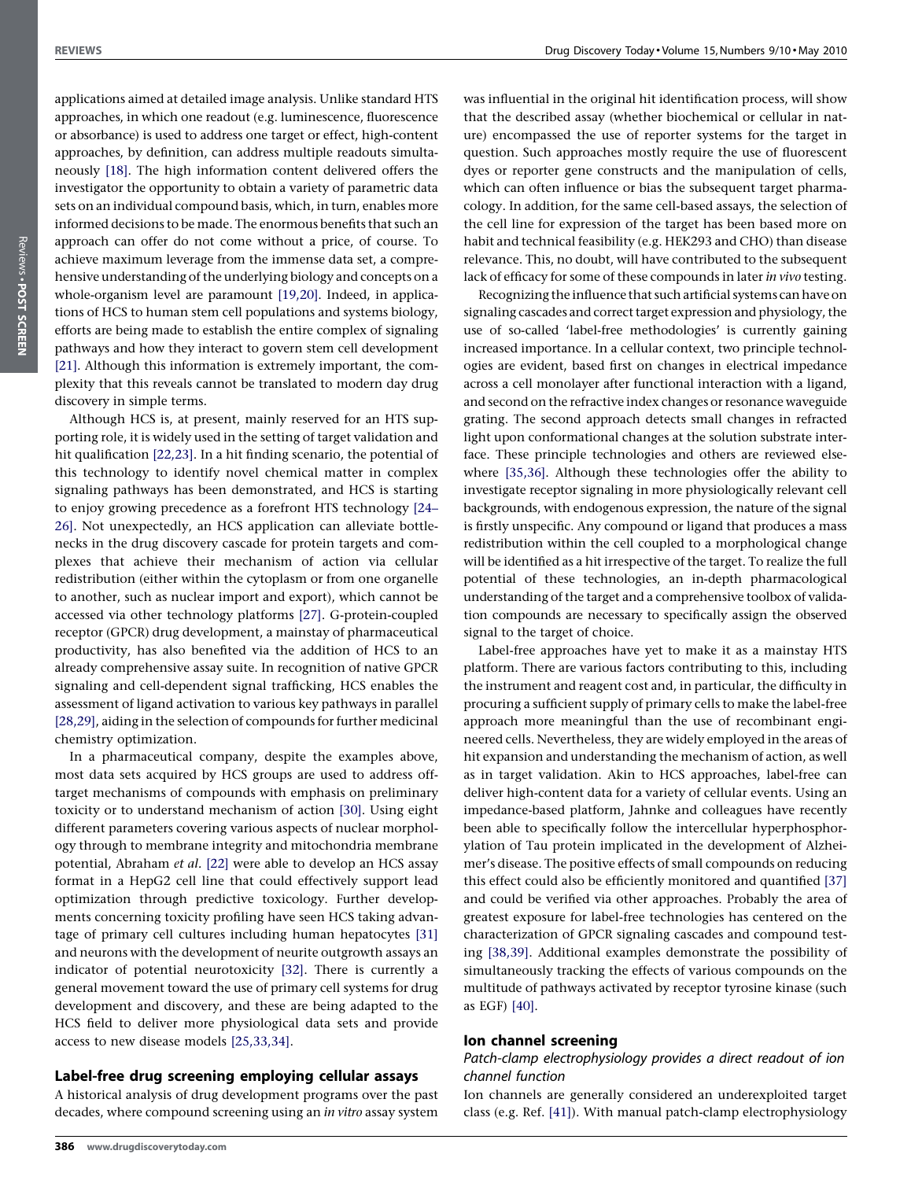applications aimed at detailed image analysis. Unlike standard HTS approaches, in which one readout (e.g. luminescence, fluorescence or absorbance) is used to address one target or effect, high-content approaches, by definition, can address multiple readouts simultaneously [18]. The high information content delivered offers the investigator the opportunity to obtain a variety of parametric data sets on an individual compound basis, which, in turn, enables more informed decisions to be made. The enormous benefits that such an approach can offer do not come without a price, of course. To achieve maximum leverage from the immense data set, a comprehensive understanding of the underlying biology and concepts on a whole-organism level are paramount [19,20]. Indeed, in applications of HCS to human stem cell populations and systems biology, efforts are being made to establish the entire complex of signaling pathways and how they interact to govern stem cell development [21]. Although this information is extremely important, the complexity that this reveals cannot be translated to modern day drug discovery in simple terms.

Although HCS is, at present, mainly reserved for an HTS supporting role, it is widely used in the setting of target validation and hit qualification [22,23]. In a hit finding scenario, the potential of this technology to identify novel chemical matter in complex signaling pathways has been demonstrated, and HCS is starting to enjoy growing precedence as a forefront HTS technology [24–26]. Not unexpectedly, an HCS application can alleviate bottlenecks in the drug discovery cascade for protein targets and complexes that achieve their mechanism of action via cellular redistribution (either within the cytoplasm or from one organelle to another, such as nuclear import and export), which cannot be accessed via other technology platforms [27]. G-protein-coupled receptor (GPCR) drug development, a mainstay of pharmaceutical productivity, has also benefited via the addition of HCS to an already comprehensive assay suite. In recognition of native GPCR signaling and cell-dependent signal trafficking, HCS enables the assessment of ligand activation to various key pathways in parallel [28,29], aiding in the selection of compounds for further medicinal chemistry optimization.

In a pharmaceutical company, despite the examples above, most data sets acquired by HCS groups are used to address off-target mechanisms of compounds with emphasis on preliminary toxicity or to understand mechanism of action [30]. Using eight different parameters covering various aspects of nuclear morphology through to membrane integrity and mitochondria membrane potential, Abraham *et al.* [22] were able to develop an HCS assay format in a HepG2 cell line that could effectively support lead optimization through predictive toxicology. Further developments concerning toxicity profiling have seen HCS taking advantage of primary cell cultures including human hepatocytes [31] and neurons with the development of neurite outgrowth assays an indicator of potential neurotoxicity [32]. There is currently a general movement toward the use of primary cell systems for drug development and discovery, and these are being adapted to the HCS field to deliver more physiological data sets and provide access to new disease models [25,33,34].

## Label-free drug screening employing cellular assays

A historical analysis of drug development programs over the past decades, where compound screening using an *in vitro* assay system was influential in the original hit identification process, will show that the described assay (whether biochemical or cellular in nature) encompassed the use of reporter systems for the target in question. Such approaches mostly require the use of fluorescent dyes or reporter gene constructs and the manipulation of cells, which can often influence or bias the subsequent target pharmacology. In addition, for the same cell-based assays, the selection of the cell line for expression of the target has been based more on habit and technical feasibility (e.g. HEK293 and CHO) than disease relevance. This, no doubt, will have contributed to the subsequent lack of efficacy for some of these compounds in later *in vivo* testing.

Recognizing the influence that such artificial systems can have on signaling cascades and correct target expression and physiology, the use of so-called 'label-free methodologies' is currently gaining increased importance. In a cellular context, two principle technologies are evident, based first on changes in electrical impedance across a cell monolayer after functional interaction with a ligand, and second on the refractive index changes or resonance waveguide grating. The second approach detects small changes in refracted light upon conformational changes at the solution substrate interface. These principle technologies and others are reviewed elsewhere [35,36]. Although these technologies offer the ability to investigate receptor signaling in more physiologically relevant cell backgrounds, with endogenous expression, the nature of the signal is firstly unspecific. Any compound or ligand that produces a mass redistribution within the cell coupled to a morphological change will be identified as a hit irrespective of the target. To realize the full potential of these technologies, an in-depth pharmacological understanding of the target and a comprehensive toolbox of validation compounds are necessary to specifically assign the observed signal to the target of choice.

Label-free approaches have yet to make it as a mainstay HTS platform. There are various factors contributing to this, including the instrument and reagent cost and, in particular, the difficulty in procuring a sufficient supply of primary cells to make the label-free approach more meaningful than the use of recombinant engineered cells. Nevertheless, they are widely employed in the areas of hit expansion and understanding the mechanism of action, as well as in target validation. Akin to HCS approaches, label-free can deliver high-content data for a variety of cellular events. Using an impedance-based platform, Jahnke and colleagues have recently been able to specifically follow the intercellular hyperphosphorylation of Tau protein implicated in the development of Alzheimer's disease. The positive effects of small compounds on reducing this effect could also be efficiently monitored and quantified [37] and could be verified via other approaches. Probably the area of greatest exposure for label-free technologies has centered on the characterization of GPCR signaling cascades and compound testing [38,39]. Additional examples demonstrate the possibility of simultaneously tracking the effects of various compounds on the multitude of pathways activated by receptor tyrosine kinase (such as EGF) [40].

## Ion channel screening

### *Patch-clamp electrophysiology provides a direct readout of ion channel function*

Ion channels are generally considered an underexploited target class (e.g. Ref. [41]). With manual patch-clamp electrophysiology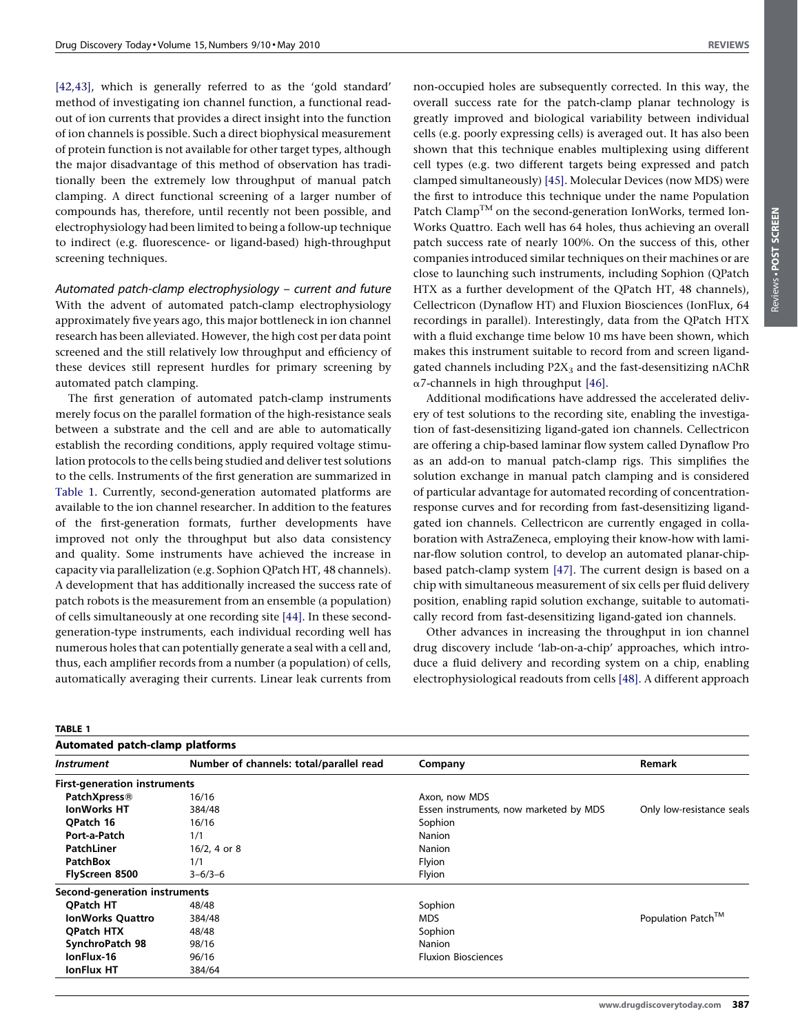[42,43], which is generally referred to as the 'gold standard' method of investigating ion channel function, a functional read-out of ion currents that provides a direct insight into the function of ion channels is possible. Such a direct biophysical measurement of protein function is not available for other target types, although the major disadvantage of this method of observation has traditionally been the extremely low throughput of manual patch clamping. A direct functional screening of a larger number of compounds has, therefore, until recently not been possible, and electrophysiology had been limited to being a follow-up technique to indirect (e.g. fluorescence- or ligand-based) high-throughput screening techniques.

*Automated patch-clamp electrophysiology – current and future*

With the advent of automated patch-clamp electrophysiology approximately five years ago, this major bottleneck in ion channel research has been alleviated. However, the high cost per data point screened and the still relatively low throughput and efficiency of these devices still represent hurdles for primary screening by automated patch clamping.

The first generation of automated patch-clamp instruments merely focus on the parallel formation of the high-resistance seals between a substrate and the cell and are able to automatically establish the recording conditions, apply required voltage stimulation protocols to the cells being studied and deliver test solutions to the cells. Instruments of the first generation are summarized in Table 1. Currently, second-generation automated platforms are available to the ion channel researcher. In addition to the features of the first-generation formats, further developments have improved not only the throughput but also data consistency and quality. Some instruments have achieved the increase in capacity via parallelization (e.g. Sophion QPatch HT, 48 channels). A development that has additionally increased the success rate of patch robots is the measurement from an ensemble (a population) of cells simultaneously at one recording site [44]. In these second-generation-type instruments, each individual recording well has numerous holes that can potentially generate a seal with a cell and, thus, each amplifier records from a number (a population) of cells, automatically averaging their currents. Linear leak currents from non-occupied holes are subsequently corrected. In this way, the overall success rate for the patch-clamp planar technology is greatly improved and biological variability between individual cells (e.g. poorly expressing cells) is averaged out. It has also been shown that this technique enables multiplexing using different cell types (e.g. two different targets being expressed and patch clamped simultaneously) [45]. Molecular Devices (now MDS) were the first to introduce this technique under the name Population Patch Clamp™ on the second-generation IonWorks, termed IonWorks Quattro. Each well has 64 holes, thus achieving an overall patch success rate of nearly 100%. On the success of this, other companies introduced similar techniques on their machines or are close to launching such instruments, including Sophion (QPatch HTX as a further development of the QPatch HT, 48 channels), Cellectricon (Dynaflow HT) and Fluxion Biosciences (IonFlux, 64 recordings in parallel). Interestingly, data from the QPatch HTX with a fluid exchange time below 10 ms have been shown, which makes this instrument suitable to record from and screen ligand-gated channels including $P2X_3$ and the fast-desensitizing nAChR $\alpha$7-channels in high throughput [46].

Additional modifications have addressed the accelerated delivery of test solutions to the recording site, enabling the investigation of fast-desensitizing ligand-gated ion channels. Cellectricon are offering a chip-based laminar flow system called Dynaflow Pro as an add-on to manual patch-clamp rigs. This simplifies the solution exchange in manual patch clamping and is considered of particular advantage for automated recording of concentration-response curves and for recording from fast-desensitizing ligand-gated ion channels. Cellectricon are currently engaged in collaboration with AstraZeneca, employing their know-how with laminar-flow solution control, to develop an automated planar-chip-based patch-clamp system [47]. The current design is based on a chip with simultaneous measurement of six cells per fluid delivery position, enabling rapid solution exchange, suitable to automatically record from fast-desensitizing ligand-gated ion channels.

Other advances in increasing the throughput in ion channel drug discovery include 'lab-on-a-chip' approaches, which introduce a fluid delivery and recording system on a chip, enabling electrophysiological readouts from cells [48]. A different approach

**TABLE 1**

**Automated patch-clamp platforms**

| *Instrument* | Number of channels: total/parallel read | Company | Remark |
|---|---|---|---|
| **First-generation instruments** | | | |
| **PatchXpress®** | 16/16 | Axon, now MDS | |
| **IonWorks HT** | 384/48 | Essen instruments, now marketed by MDS | Only low-resistance seals |
| **QPatch 16** | 16/16 | Sophion | |
| **Port-a-Patch** | 1/1 | Nanion | |
| **PatchLiner** | 16/2, 4 or 8 | Nanion | |
| **PatchBox** | 1/1 | Flyion | |
| **FlyScreen 8500** | 3–6/3–6 | Flyion | |
| **Second-generation instruments** | | | |
| **QPatch HT** | 48/48 | Sophion | |
| **IonWorks Quattro** | 384/48 | MDS | Population Patch™ |
| **QPatch HTX** | 48/48 | Sophion | |
| **SynchroPatch 98** | 98/16 | Nanion | |
| **IonFlux-16** | 96/16 | Fluxion Biosciences | |
| **IonFlux HT** | 384/64 | | |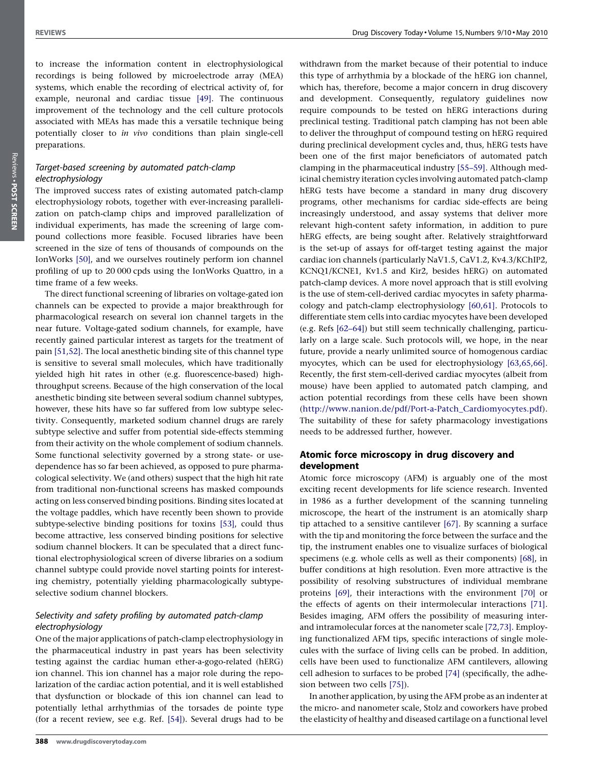to increase the information content in electrophysiological recordings is being followed by microelectrode array (MEA) systems, which enable the recording of electrical activity of, for example, neuronal and cardiac tissue [49]. The continuous improvement of the technology and the cell culture protocols associated with MEAs has made this a versatile technique being potentially closer to *in vivo* conditions than plain single-cell preparations.

### *Target-based screening by automated patch-clamp electrophysiology*

The improved success rates of existing automated patch-clamp electrophysiology robots, together with ever-increasing parallelization on patch-clamp chips and improved parallelization of individual experiments, has made the screening of large compound collections more feasible. Focused libraries have been screened in the size of tens of thousands of compounds on the IonWorks [50], and we ourselves routinely perform ion channel profiling of up to 20 000 cpds using the IonWorks Quattro, in a time frame of a few weeks.

The direct functional screening of libraries on voltage-gated ion channels can be expected to provide a major breakthrough for pharmacological research on several ion channel targets in the near future. Voltage-gated sodium channels, for example, have recently gained particular interest as targets for the treatment of pain [51,52]. The local anesthetic binding site of this channel type is sensitive to several small molecules, which have traditionally yielded high hit rates in other (e.g. fluorescence-based) high-throughput screens. Because of the high conservation of the local anesthetic binding site between several sodium channel subtypes, however, these hits have so far suffered from low subtype selectivity. Consequently, marketed sodium channel drugs are rarely subtype selective and suffer from potential side-effects stemming from their activity on the whole complement of sodium channels. Some functional selectivity governed by a strong state- or use-dependence has so far been achieved, as opposed to pure pharmacological selectivity. We (and others) suspect that the high hit rate from traditional non-functional screens has masked compounds acting on less conserved binding positions. Binding sites located at the voltage paddles, which have recently been shown to provide subtype-selective binding positions for toxins [53], could thus become attractive, less conserved binding positions for selective sodium channel blockers. It can be speculated that a direct functional electrophysiological screen of diverse libraries on a sodium channel subtype could provide novel starting points for interesting chemistry, potentially yielding pharmacologically subtype-selective sodium channel blockers.

### *Selectivity and safety profiling by automated patch-clamp electrophysiology*

One of the major applications of patch-clamp electrophysiology in the pharmaceutical industry in past years has been selectivity testing against the cardiac human ether-a-gogo-related (hERG) ion channel. This ion channel has a major role during the repolarization of the cardiac action potential, and it is well established that dysfunction or blockade of this ion channel can lead to potentially lethal arrhythmias of the torsades de pointe type (for a recent review, see e.g. Ref. [54]). Several drugs had to be withdrawn from the market because of their potential to induce this type of arrhythmia by a blockade of the hERG ion channel, which has, therefore, become a major concern in drug discovery and development. Consequently, regulatory guidelines now require compounds to be tested on hERG interactions during preclinical testing. Traditional patch clamping has not been able to deliver the throughput of compound testing on hERG required during preclinical development cycles and, thus, hERG tests have been one of the first major beneficiators of automated patch clamping in the pharmaceutical industry [55–59]. Although medicinal chemistry iteration cycles involving automated patch-clamp hERG tests have become a standard in many drug discovery programs, other mechanisms for cardiac side-effects are being increasingly understood, and assay systems that deliver more relevant high-content safety information, in addition to pure hERG effects, are being sought after. Relatively straightforward is the set-up of assays for off-target testing against the major cardiac ion channels (particularly NaV1.5, CaV1.2, Kv4.3/KChIP2, KCNQ1/KCNE1, Kv1.5 and Kir2, besides hERG) on automated patch-clamp devices. A more novel approach that is still evolving is the use of stem-cell-derived cardiac myocytes in safety pharmacology and patch-clamp electrophysiology [60,61]. Protocols to differentiate stem cells into cardiac myocytes have been developed (e.g. Refs [62–64]) but still seem technically challenging, particularly on a large scale. Such protocols will, we hope, in the near future, provide a nearly unlimited source of homogenous cardiac myocytes, which can be used for electrophysiology [63,65,66]. Recently, the first stem-cell-derived cardiac myocytes (albeit from mouse) have been applied to automated patch clamping, and action potential recordings from these cells have been shown (http://www.nanion.de/pdf/Port-a-Patch_Cardiomyocytes.pdf). The suitability of these for safety pharmacology investigations needs to be addressed further, however.

## Atomic force microscopy in drug discovery and development

Atomic force microscopy (AFM) is arguably one of the most exciting recent developments for life science research. Invented in 1986 as a further development of the scanning tunneling microscope, the heart of the instrument is an atomically sharp tip attached to a sensitive cantilever [67]. By scanning a surface with the tip and monitoring the force between the surface and the tip, the instrument enables one to visualize surfaces of biological specimens (e.g. whole cells as well as their components) [68], in buffer conditions at high resolution. Even more attractive is the possibility of resolving substructures of individual membrane proteins [69], their interactions with the environment [70] or the effects of agents on their intermolecular interactions [71]. Besides imaging, AFM offers the possibility of measuring inter- and intramolecular forces at the nanometer scale [72,73]. Employing functionalized AFM tips, specific interactions of single molecules with the surface of living cells can be probed. In addition, cells have been used to functionalize AFM cantilevers, allowing cell adhesion to surfaces to be probed [74] (specifically, the adhesion between two cells [75]).

In another application, by using the AFM probe as an indenter at the micro- and nanometer scale, Stolz and coworkers have probed the elasticity of healthy and diseased cartilage on a functional level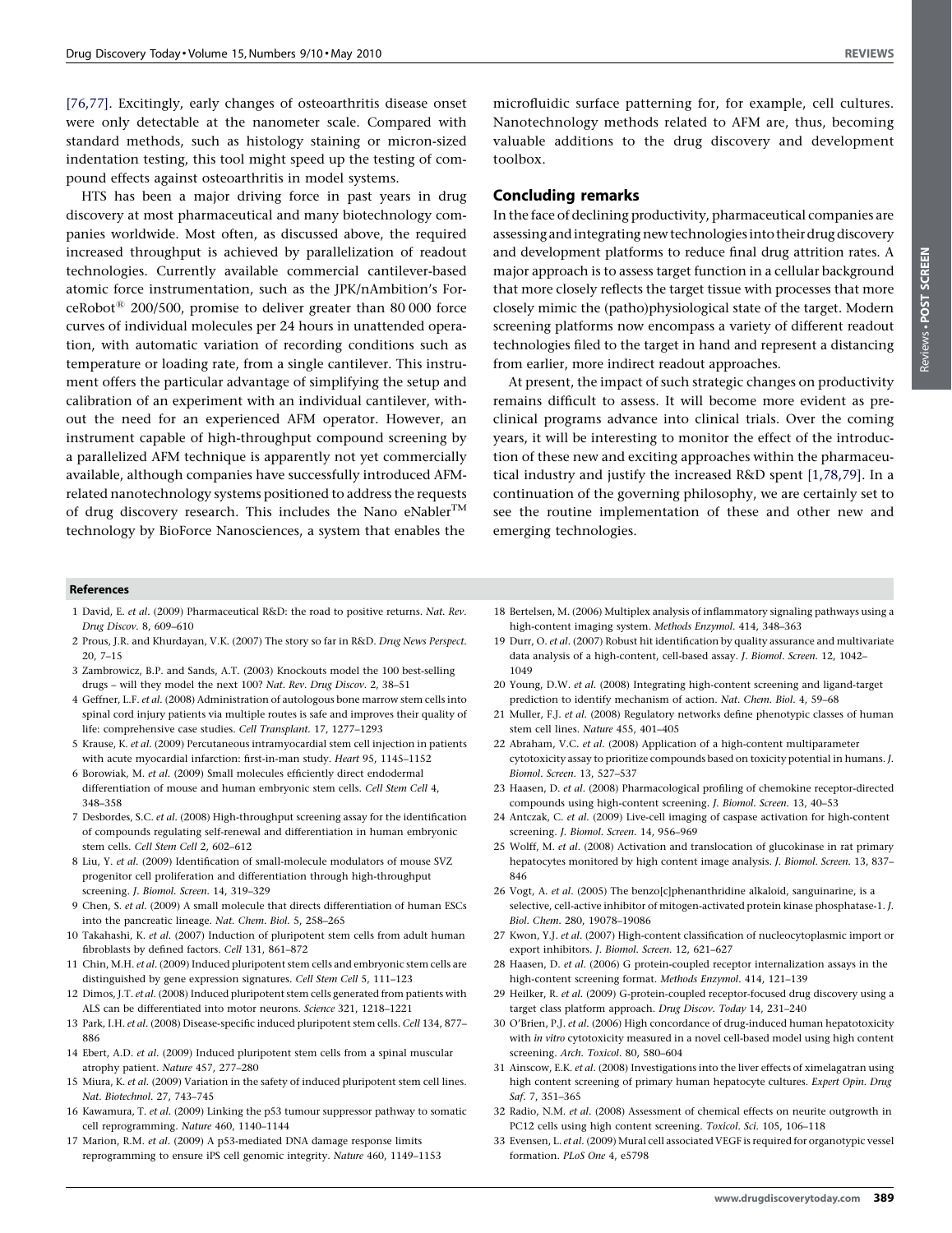[76,77]. Excitingly, early changes of osteoarthritis disease onset were only detectable at the nanometer scale. Compared with standard methods, such as histology staining or micron-sized indentation testing, this tool might speed up the testing of compound effects against osteoarthritis in model systems.

HTS has been a major driving force in past years in drug discovery at most pharmaceutical and many biotechnology companies worldwide. Most often, as discussed above, the required increased throughput is achieved by parallelization of readout technologies. Currently available commercial cantilever-based atomic force instrumentation, such as the JPK/nAmbition's ForceRobot® 200/500, promise to deliver greater than 80 000 force curves of individual molecules per 24 hours in unattended operation, with automatic variation of recording conditions such as temperature or loading rate, from a single cantilever. This instrument offers the particular advantage of simplifying the setup and calibration of an experiment with an individual cantilever, without the need for an experienced AFM operator. However, an instrument capable of high-throughput compound screening by a parallelized AFM technique is apparently not yet commercially available, although companies have successfully introduced AFM-related nanotechnology systems positioned to address the requests of drug discovery research. This includes the Nano eNabler™ technology by BioForce Nanosciences, a system that enables the microfluidic surface patterning for, for example, cell cultures. Nanotechnology methods related to AFM are, thus, becoming valuable additions to the drug discovery and development toolbox.

## Concluding remarks

In the face of declining productivity, pharmaceutical companies are assessing and integrating new technologies into their drug discovery and development platforms to reduce final drug attrition rates. A major approach is to assess target function in a cellular background that more closely reflects the target tissue with processes that more closely mimic the (patho)physiological state of the target. Modern screening platforms now encompass a variety of different readout technologies filed to the target in hand and represent a distancing from earlier, more indirect readout approaches.

At present, the impact of such strategic changes on productivity remains difficult to assess. It will become more evident as preclinical programs advance into clinical trials. Over the coming years, it will be interesting to monitor the effect of the introduction of these new and exciting approaches within the pharmaceutical industry and justify the increased R&D spent [1,78,79]. In a continuation of the governing philosophy, we are certainly set to see the routine implementation of these and other new and emerging technologies.

## References

1 David, E. *et al*. (2009) Pharmaceutical R&D: the road to positive returns. *Nat. Rev. Drug Discov.* 8, 609–610

2 Prous, J.R. and Khurdayan, V.K. (2007) The story so far in R&D. *Drug News Perspect.* 20, 7–15

3 Zambrowicz, B.P. and Sands, A.T. (2003) Knockouts model the 100 best-selling drugs – will they model the next 100? *Nat. Rev. Drug Discov.* 2, 38–51

4 Geffner, L.F. *et al*. (2008) Administration of autologous bone marrow stem cells into spinal cord injury patients via multiple routes is safe and improves their quality of life: comprehensive case studies. *Cell Transplant.* 17, 1277–1293

5 Krause, K. *et al*. (2009) Percutaneous intramyocardial stem cell injection in patients with acute myocardial infarction: first-in-man study. *Heart* 95, 1145–1152

6 Borowiak, M. *et al*. (2009) Small molecules efficiently direct endodermal differentiation of mouse and human embryonic stem cells. *Cell Stem Cell* 4, 348–358

7 Desbordes, S.C. *et al*. (2008) High-throughput screening assay for the identification of compounds regulating self-renewal and differentiation in human embryonic stem cells. *Cell Stem Cell* 2, 602–612

8 Liu, Y. *et al*. (2009) Identification of small-molecule modulators of mouse SVZ progenitor cell proliferation and differentiation through high-throughput screening. *J. Biomol. Screen.* 14, 319–329

9 Chen, S. *et al*. (2009) A small molecule that directs differentiation of human ESCs into the pancreatic lineage. *Nat. Chem. Biol.* 5, 258–265

10 Takahashi, K. *et al*. (2007) Induction of pluripotent stem cells from adult human fibroblasts by defined factors. *Cell* 131, 861–872

11 Chin, M.H. *et al*. (2009) Induced pluripotent stem cells and embryonic stem cells are distinguished by gene expression signatures. *Cell Stem Cell* 5, 111–123

12 Dimos, J.T. *et al*. (2008) Induced pluripotent stem cells generated from patients with ALS can be differentiated into motor neurons. *Science* 321, 1218–1221

13 Park, I.H. *et al*. (2008) Disease-specific induced pluripotent stem cells. *Cell* 134, 877–886

14 Ebert, A.D. *et al*. (2009) Induced pluripotent stem cells from a spinal muscular atrophy patient. *Nature* 457, 277–280

15 Miura, K. *et al*. (2009) Variation in the safety of induced pluripotent stem cell lines. *Nat. Biotechnol.* 27, 743–745

16 Kawamura, T. *et al*. (2009) Linking the p53 tumour suppressor pathway to somatic cell reprogramming. *Nature* 460, 1140–1144

17 Marion, R.M. *et al*. (2009) A p53-mediated DNA damage response limits reprogramming to ensure iPS cell genomic integrity. *Nature* 460, 1149–1153

18 Bertelsen, M. (2006) Multiplex analysis of inflammatory signaling pathways using a high-content imaging system. *Methods Enzymol.* 414, 348–363

19 Durr, O. *et al*. (2007) Robust hit identification by quality assurance and multivariate data analysis of a high-content, cell-based assay. *J. Biomol. Screen.* 12, 1042–1049

20 Young, D.W. *et al*. (2008) Integrating high-content screening and ligand-target prediction to identify mechanism of action. *Nat. Chem. Biol.* 4, 59–68

21 Muller, F.J. *et al*. (2008) Regulatory networks define phenotypic classes of human stem cell lines. *Nature* 455, 401–405

22 Abraham, V.C. *et al*. (2008) Application of a high-content multiparameter cytotoxicity assay to prioritize compounds based on toxicity potential in humans. *J. Biomol. Screen.* 13, 527–537

23 Haasen, D. *et al*. (2008) Pharmacological profiling of chemokine receptor-directed compounds using high-content screening. *J. Biomol. Screen.* 13, 40–53

24 Antczak, C. *et al*. (2009) Live-cell imaging of caspase activation for high-content screening. *J. Biomol. Screen.* 14, 956–969

25 Wolff, M. *et al*. (2008) Activation and translocation of glucokinase in rat primary hepatocytes monitored by high content image analysis. *J. Biomol. Screen.* 13, 837–846

26 Vogt, A. *et al*. (2005) The benzo[c]phenanthridine alkaloid, sanguinarine, is a selective, cell-active inhibitor of mitogen-activated protein kinase phosphatase-1. *J. Biol. Chem.* 280, 19078–19086

27 Kwon, Y.J. *et al*. (2007) High-content classification of nucleocytoplasmic import or export inhibitors. *J. Biomol. Screen.* 12, 621–627

28 Haasen, D. *et al*. (2006) G protein-coupled receptor internalization assays in the high-content screening format. *Methods Enzymol.* 414, 121–139

29 Heilker, R. *et al*. (2009) G-protein-coupled receptor-focused drug discovery using a target class platform approach. *Drug Discov. Today* 14, 231–240

30 O'Brien, P.J. *et al*. (2006) High concordance of drug-induced human hepatotoxicity with *in vitro* cytotoxicity measured in a novel cell-based model using high content screening. *Arch. Toxicol.* 80, 580–604

31 Ainscow, E.K. *et al*. (2008) Investigations into the liver effects of ximelagatran using high content screening of primary human hepatocyte cultures. *Expert Opin. Drug Saf.* 7, 351–365

32 Radio, N.M. *et al*. (2008) Assessment of chemical effects on neurite outgrowth in PC12 cells using high content screening. *Toxicol. Sci.* 105, 106–118

33 Evensen, L. *et al*. (2009) Mural cell associated VEGF is required for organotypic vessel formation. *PLoS One* 4, e5798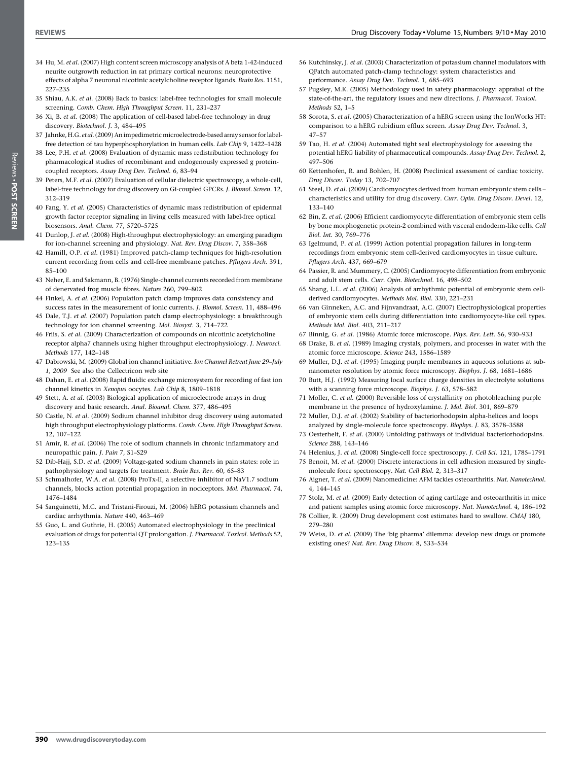34 Hu, M. *et al*. (2007) High content screen microscopy analysis of A beta 1-42-induced neurite outgrowth reduction in rat primary cortical neurons: neuroprotective effects of alpha 7 neuronal nicotinic acetylcholine receptor ligands. *Brain Res*. 1151, 227–235

35 Shiau, A.K. *et al*. (2008) Back to basics: label-free technologies for small molecule screening. *Comb. Chem. High Throughput Screen*. 11, 231–237

36 Xi, B. *et al*. (2008) The application of cell-based label-free technology in drug discovery. *Biotechnol. J*. 3, 484–495

37 Jahnke, H.G. *et al*. (2009) An impedimetric microelectrode-based array sensor for label-free detection of tau hyperphosphorylation in human cells. *Lab Chip* 9, 1422–1428

38 Lee, P.H. *et al*. (2008) Evaluation of dynamic mass redistribution technology for pharmacological studies of recombinant and endogenously expressed g protein-coupled receptors. *Assay Drug Dev. Technol*. 6, 83–94

39 Peters, M.F. *et al*. (2007) Evaluation of cellular dielectric spectroscopy, a whole-cell, label-free technology for drug discovery on Gi-coupled GPCRs. *J. Biomol. Screen*. 12, 312–319

40 Fang, Y. *et al*. (2005) Characteristics of dynamic mass redistribution of epidermal growth factor receptor signaling in living cells measured with label-free optical biosensors. *Anal. Chem*. 77, 5720–5725

41 Dunlop, J. *et al*. (2008) High-throughput electrophysiology: an emerging paradigm for ion-channel screening and physiology. *Nat. Rev. Drug Discov*. 7, 358–368

42 Hamill, O.P. *et al*. (1981) Improved patch-clamp techniques for high-resolution current recording from cells and cell-free membrane patches. *Pflugers Arch*. 391, 85–100

43 Neher, E. and Sakmann, B. (1976) Single-channel currents recorded from membrane of denervated frog muscle fibres. *Nature* 260, 799–802

44 Finkel, A. *et al*. (2006) Population patch clamp improves data consistency and success rates in the measurement of ionic currents. *J. Biomol. Screen*. 11, 488–496

45 Dale, T.J. *et al*. (2007) Population patch clamp electrophysiology: a breakthrough technology for ion channel screening. *Mol. Biosyst*. 3, 714–722

46 Friis, S. *et al*. (2009) Characterization of compounds on nicotinic acetylcholine receptor alpha7 channels using higher throughput electrophysiology. *J. Neurosci. Methods* 177, 142–148

47 Dabrowski, M. (2009) Global ion channel initiative. *Ion Channel Retreat June 29–July 1, 2009* See also the Cellectricon web site

48 Dahan, E. *et al*. (2008) Rapid fluidic exchange microsystem for recording of fast ion channel kinetics in *Xenopus* oocytes. *Lab Chip* 8, 1809–1818

49 Stett, A. *et al*. (2003) Biological application of microelectrode arrays in drug discovery and basic research. *Anal. Bioanal. Chem*. 377, 486–495

50 Castle, N. *et al*. (2009) Sodium channel inhibitor drug discovery using automated high throughput electrophysiology platforms. *Comb. Chem. High Throughput Screen*. 12, 107–122

51 Amir, R. *et al*. (2006) The role of sodium channels in chronic inflammatory and neuropathic pain. *J. Pain* 7, S1–S29

52 Dib-Hajj, S.D. *et al*. (2009) Voltage-gated sodium channels in pain states: role in pathophysiology and targets for treatment. *Brain Res. Rev*. 60, 65–83

53 Schmalhofer, W.A. *et al*. (2008) ProTx-II, a selective inhibitor of NaV1.7 sodium channels, blocks action potential propagation in nociceptors. *Mol. Pharmacol*. 74, 1476–1484

54 Sanguinetti, M.C. and Tristani-Firouzi, M. (2006) hERG potassium channels and cardiac arrhythmia. *Nature* 440, 463–469

55 Guo, L. and Guthrie, H. (2005) Automated electrophysiology in the preclinical evaluation of drugs for potential QT prolongation. *J. Pharmacol. Toxicol. Methods* 52, 123–135

56 Kutchinsky, J. *et al*. (2003) Characterization of potassium channel modulators with QPatch automated patch-clamp technology: system characteristics and performance. *Assay Drug Dev. Technol*. 1, 685–693

57 Pugsley, M.K. (2005) Methodology used in safety pharmacology: appraisal of the state-of-the-art, the regulatory issues and new directions. *J. Pharmacol. Toxicol. Methods* 52, 1–5

58 Sorota, S. *et al*. (2005) Characterization of a hERG screen using the IonWorks HT: comparison to a hERG rubidium efflux screen. *Assay Drug Dev. Technol*. 3, 47–57

59 Tao, H. *et al*. (2004) Automated tight seal electrophysiology for assessing the potential hERG liability of pharmaceutical compounds. *Assay Drug Dev. Technol*. 2, 497–506

60 Kettenhofen, R. and Bohlen, H. (2008) Preclinical assessment of cardiac toxicity. *Drug Discov. Today* 13, 702–707

61 Steel, D. *et al*. (2009) Cardiomyocytes derived from human embryonic stem cells – characteristics and utility for drug discovery. *Curr. Opin. Drug Discov. Devel*. 12, 133–140

62 Bin, Z. *et al*. (2006) Efficient cardiomyocyte differentiation of embryonic stem cells by bone morphogenetic protein-2 combined with visceral endoderm-like cells. *Cell Biol. Int*. 30, 769–776

63 Igelmund, P. *et al*. (1999) Action potential propagation failures in long-term recordings from embryonic stem cell-derived cardiomyocytes in tissue culture. *Pflugers Arch*. 437, 669–679

64 Passier, R. and Mummery, C. (2005) Cardiomyocyte differentiation from embryonic and adult stem cells. *Curr. Opin. Biotechnol*. 16, 498–502

65 Shang, L.L. *et al*. (2006) Analysis of arrhythmic potential of embryonic stem cell-derived cardiomyocytes. *Methods Mol. Biol*. 330, 221–231

66 van Ginneken, A.C. and Fijnvandraat, A.C. (2007) Electrophysiological properties of embryonic stem cells during differentiation into cardiomyocyte-like cell types. *Methods Mol. Biol*. 403, 211–217

67 Binnig, G. *et al*. (1986) Atomic force microscope. *Phys. Rev. Lett*. 56, 930–933

68 Drake, B. *et al*. (1989) Imaging crystals, polymers, and processes in water with the atomic force microscope. *Science* 243, 1586–1589

69 Muller, D.J. *et al*. (1995) Imaging purple membranes in aqueous solutions at sub-nanometer resolution by atomic force microscopy. *Biophys. J*. 68, 1681–1686

70 Butt, H.J. (1992) Measuring local surface charge densities in electrolyte solutions with a scanning force microscope. *Biophys. J*. 63, 578–582

71 Moller, C. *et al*. (2000) Reversible loss of crystallinity on photobleaching purple membrane in the presence of hydroxylamine. *J. Mol. Biol*. 301, 869–879

72 Muller, D.J. *et al*. (2002) Stability of bacteriorhodopsin alpha-helices and loops analyzed by single-molecule force spectroscopy. *Biophys. J*. 83, 3578–3588

73 Oesterhelt, F. *et al*. (2000) Unfolding pathways of individual bacteriorhodopsins. *Science* 288, 143–146

74 Helenius, J. *et al*. (2008) Single-cell force spectroscopy. *J. Cell Sci*. 121, 1785–1791

75 Benoit, M. *et al*. (2000) Discrete interactions in cell adhesion measured by single-molecule force spectroscopy. *Nat. Cell Biol*. 2, 313–317

76 Aigner, T. *et al*. (2009) Nanomedicine: AFM tackles osteoarthritis. *Nat. Nanotechnol*. 4, 144–145

77 Stolz, M. *et al*. (2009) Early detection of aging cartilage and osteoarthritis in mice and patient samples using atomic force microscopy. *Nat. Nanotechnol*. 4, 186–192

78 Collier, R. (2009) Drug development cost estimates hard to swallow. *CMAJ* 180, 279–280

79 Weiss, D. *et al*. (2009) The 'big pharma' dilemma: develop new drugs or promote existing ones? *Nat. Rev. Drug Discov*. 8, 533–534